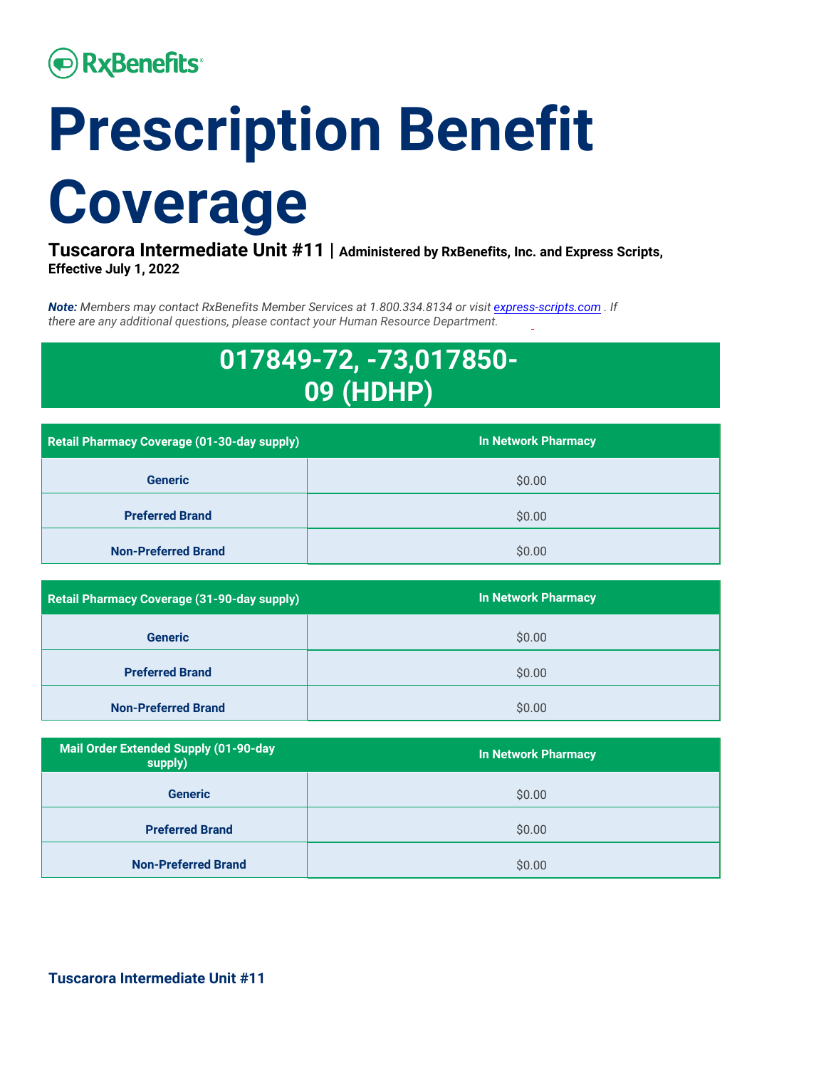RxBenefits

# Prescription Benefit Coverage

**Tuscarora Intermediate Unit #11** | **Administered by RxBenefits, Inc. and Express Scripts, Effective July 1, 2022**

***Note:*** *Members may contact RxBenefits Member Services at 1.800.334.8134 or visit [express-scripts.com](express-scripts.com) . If there are any additional questions, please contact your Human Resource Department.*

## 017849-72, -73,017850-09 (HDHP)

| Retail Pharmacy Coverage (01-30-day supply) | In Network Pharmacy |
|---|---|
| Generic | $0.00 |
| Preferred Brand | $0.00 |
| Non-Preferred Brand | $0.00 |

| Retail Pharmacy Coverage (31-90-day supply) | In Network Pharmacy |
|---|---|
| Generic | $0.00 |
| Preferred Brand | $0.00 |
| Non-Preferred Brand | $0.00 |

| Mail Order Extended Supply (01-90-day supply) | In Network Pharmacy |
|---|---|
| Generic | $0.00 |
| Preferred Brand | $0.00 |
| Non-Preferred Brand | $0.00 |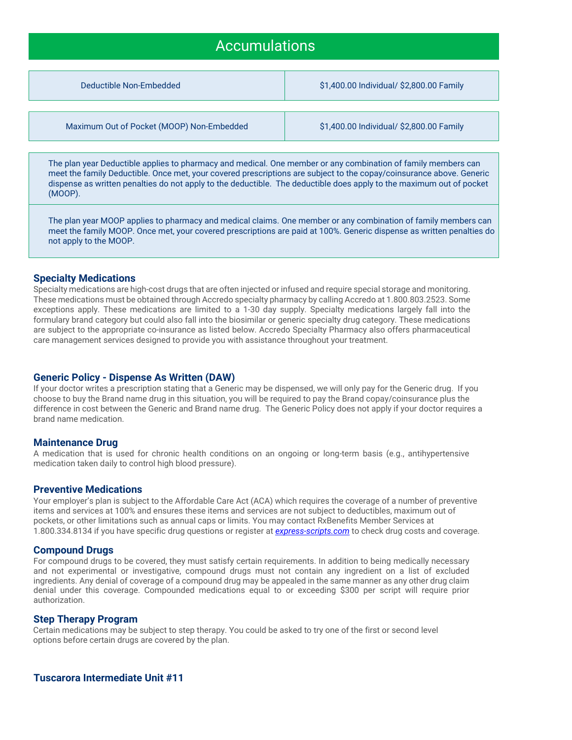## Accumulations

| Deductible Non-Embedded | $1,400.00 Individual/ $2,800.00 Family |
|---|---|
| Maximum Out of Pocket (MOOP) Non-Embedded | $1,400.00 Individual/ $2,800.00 Family |

The plan year Deductible applies to pharmacy and medical. One member or any combination of family members can meet the family Deductible. Once met, your covered prescriptions are subject to the copay/coinsurance above. Generic dispense as written penalties do not apply to the deductible. The deductible does apply to the maximum out of pocket (MOOP).

The plan year MOOP applies to pharmacy and medical claims. One member or any combination of family members can meet the family MOOP. Once met, your covered prescriptions are paid at 100%. Generic dispense as written penalties do not apply to the MOOP.

### Specialty Medications

Specialty medications are high-cost drugs that are often injected or infused and require special storage and monitoring. These medications must be obtained through Accredo specialty pharmacy by calling Accredo at 1.800.803.2523. Some exceptions apply. These medications are limited to a 1-30 day supply. Specialty medications largely fall into the formulary brand category but could also fall into the biosimilar or generic specialty drug category. These medications are subject to the appropriate co-insurance as listed below. Accredo Specialty Pharmacy also offers pharmaceutical care management services designed to provide you with assistance throughout your treatment.

### Generic Policy - Dispense As Written (DAW)

If your doctor writes a prescription stating that a Generic may be dispensed, we will only pay for the Generic drug. If you choose to buy the Brand name drug in this situation, you will be required to pay the Brand copay/coinsurance plus the difference in cost between the Generic and Brand name drug. The Generic Policy does not apply if your doctor requires a brand name medication.

### Maintenance Drug

A medication that is used for chronic health conditions on an ongoing or long-term basis (e.g., antihypertensive medication taken daily to control high blood pressure).

### Preventive Medications

Your employer's plan is subject to the Affordable Care Act (ACA) which requires the coverage of a number of preventive items and services at 100% and ensures these items and services are not subject to deductibles, maximum out of pockets, or other limitations such as annual caps or limits. You may contact RxBenefits Member Services at 1.800.334.8134 if you have specific drug questions or register at *express-scripts.com* to check drug costs and coverage.

### Compound Drugs

For compound drugs to be covered, they must satisfy certain requirements. In addition to being medically necessary and not experimental or investigative, compound drugs must not contain any ingredient on a list of excluded ingredients. Any denial of coverage of a compound drug may be appealed in the same manner as any other drug claim denial under this coverage. Compounded medications equal to or exceeding $300 per script will require prior authorization.

### Step Therapy Program

Certain medications may be subject to step therapy. You could be asked to try one of the first or second level options before certain drugs are covered by the plan.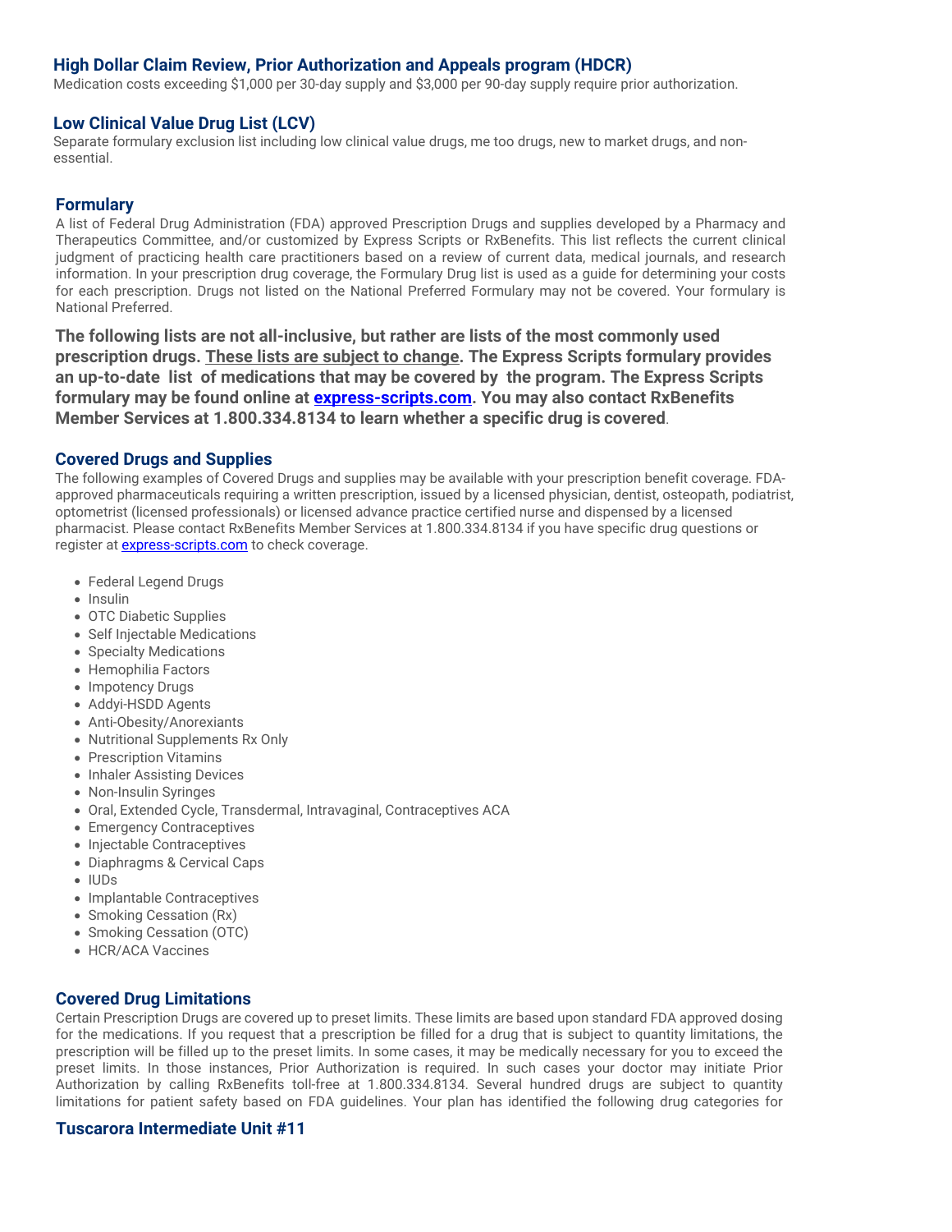## High Dollar Claim Review, Prior Authorization and Appeals program (HDCR)

Medication costs exceeding $1,000 per 30-day supply and $3,000 per 90-day supply require prior authorization.

## Low Clinical Value Drug List (LCV)

Separate formulary exclusion list including low clinical value drugs, me too drugs, new to market drugs, and non-essential.

## Formulary

A list of Federal Drug Administration (FDA) approved Prescription Drugs and supplies developed by a Pharmacy and Therapeutics Committee, and/or customized by Express Scripts or RxBenefits. This list reflects the current clinical judgment of practicing health care practitioners based on a review of current data, medical journals, and research information. In your prescription drug coverage, the Formulary Drug list is used as a guide for determining your costs for each prescription. Drugs not listed on the National Preferred Formulary may not be covered. Your formulary is National Preferred.

**The following lists are not all-inclusive, but rather are lists of the most commonly used prescription drugs. <u>These lists are subject to change</u>. The Express Scripts formulary provides an up-to-date list of medications that may be covered by the program. The Express Scripts formulary may be found online at [express-scripts.com](express-scripts.com). You may also contact RxBenefits Member Services at 1.800.334.8134 to learn whether a specific drug is covered**.

## Covered Drugs and Supplies

The following examples of Covered Drugs and supplies may be available with your prescription benefit coverage. FDA-approved pharmaceuticals requiring a written prescription, issued by a licensed physician, dentist, osteopath, podiatrist, optometrist (licensed professionals) or licensed advance practice certified nurse and dispensed by a licensed pharmacist. Please contact RxBenefits Member Services at 1.800.334.8134 if you have specific drug questions or register at [express-scripts.com](express-scripts.com) to check coverage.

- Federal Legend Drugs
- Insulin
- OTC Diabetic Supplies
- Self Injectable Medications
- Specialty Medications
- Hemophilia Factors
- Impotency Drugs
- Addyi-HSDD Agents
- Anti-Obesity/Anorexiants
- Nutritional Supplements Rx Only
- Prescription Vitamins
- Inhaler Assisting Devices
- Non-Insulin Syringes
- Oral, Extended Cycle, Transdermal, Intravaginal, Contraceptives ACA
- Emergency Contraceptives
- Injectable Contraceptives
- Diaphragms & Cervical Caps
- IUDs
- Implantable Contraceptives
- Smoking Cessation (Rx)
- Smoking Cessation (OTC)
- HCR/ACA Vaccines

## Covered Drug Limitations

Certain Prescription Drugs are covered up to preset limits. These limits are based upon standard FDA approved dosing for the medications. If you request that a prescription be filled for a drug that is subject to quantity limitations, the prescription will be filled up to the preset limits. In some cases, it may be medically necessary for you to exceed the preset limits. In those instances, Prior Authorization is required. In such cases your doctor may initiate Prior Authorization by calling RxBenefits toll-free at 1.800.334.8134. Several hundred drugs are subject to quantity limitations for patient safety based on FDA guidelines. Your plan has identified the following drug categories for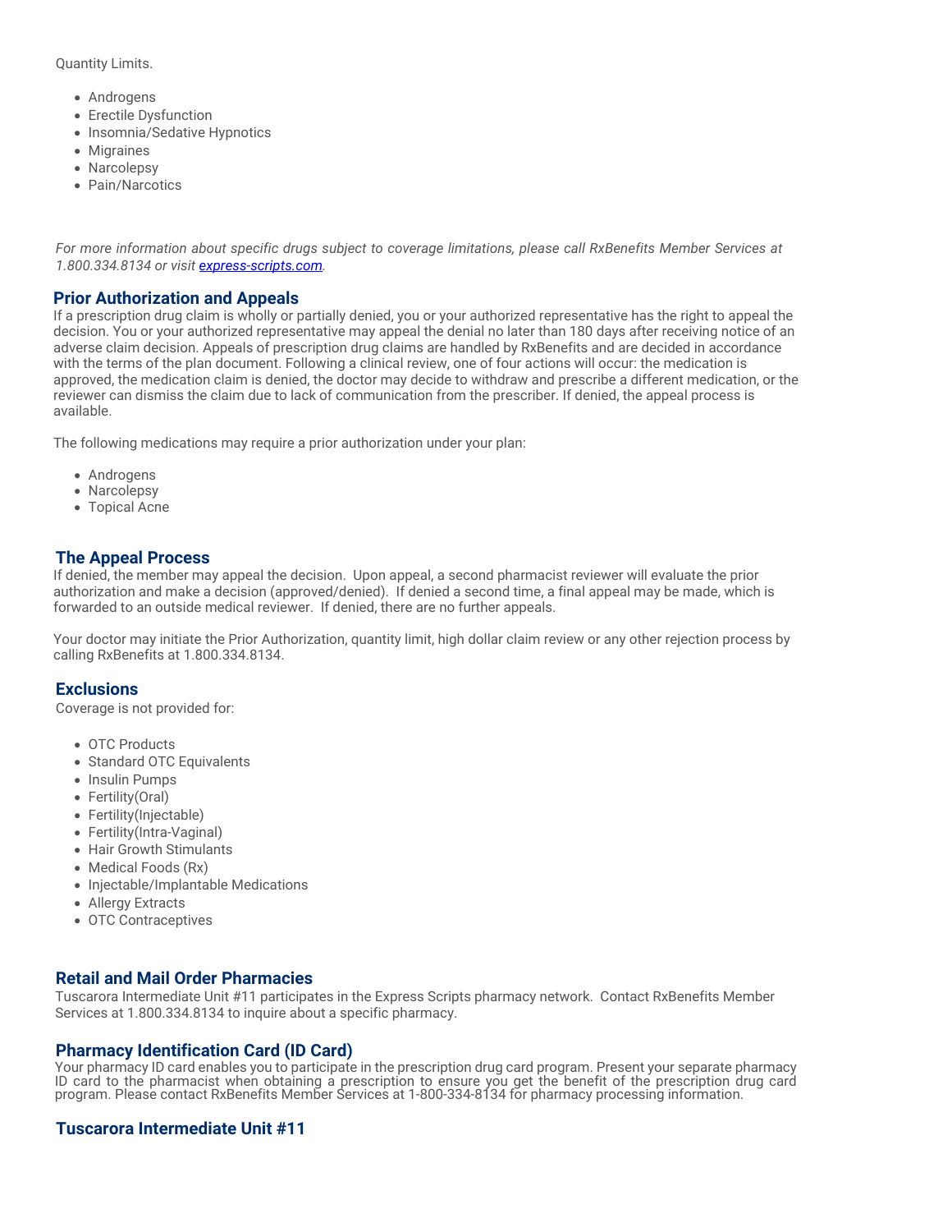Quantity Limits.

- Androgens
- Erectile Dysfunction
- Insomnia/Sedative Hypnotics
- Migraines
- Narcolepsy
- Pain/Narcotics

*For more information about specific drugs subject to coverage limitations, please call RxBenefits Member Services at 1.800.334.8134 or visit [express-scripts.com](express-scripts.com).*

## Prior Authorization and Appeals

If a prescription drug claim is wholly or partially denied, you or your authorized representative has the right to appeal the decision. You or your authorized representative may appeal the denial no later than 180 days after receiving notice of an adverse claim decision. Appeals of prescription drug claims are handled by RxBenefits and are decided in accordance with the terms of the plan document. Following a clinical review, one of four actions will occur: the medication is approved, the medication claim is denied, the doctor may decide to withdraw and prescribe a different medication, or the reviewer can dismiss the claim due to lack of communication from the prescriber. If denied, the appeal process is available.

The following medications may require a prior authorization under your plan:

- Androgens
- Narcolepsy
- Topical Acne

## The Appeal Process

If denied, the member may appeal the decision. Upon appeal, a second pharmacist reviewer will evaluate the prior authorization and make a decision (approved/denied). If denied a second time, a final appeal may be made, which is forwarded to an outside medical reviewer. If denied, there are no further appeals.

Your doctor may initiate the Prior Authorization, quantity limit, high dollar claim review or any other rejection process by calling RxBenefits at 1.800.334.8134.

## Exclusions

Coverage is not provided for:

- OTC Products
- Standard OTC Equivalents
- Insulin Pumps
- Fertility(Oral)
- Fertility(Injectable)
- Fertility(Intra-Vaginal)
- Hair Growth Stimulants
- Medical Foods (Rx)
- Injectable/Implantable Medications
- Allergy Extracts
- OTC Contraceptives

## Retail and Mail Order Pharmacies

Tuscarora Intermediate Unit #11 participates in the Express Scripts pharmacy network. Contact RxBenefits Member Services at 1.800.334.8134 to inquire about a specific pharmacy.

## Pharmacy Identification Card (ID Card)

Your pharmacy ID card enables you to participate in the prescription drug card program. Present your separate pharmacy ID card to the pharmacist when obtaining a prescription to ensure you get the benefit of the prescription drug card program. Please contact RxBenefits Member Services at 1-800-334-8134 for pharmacy processing information.

## Tuscarora Intermediate Unit #11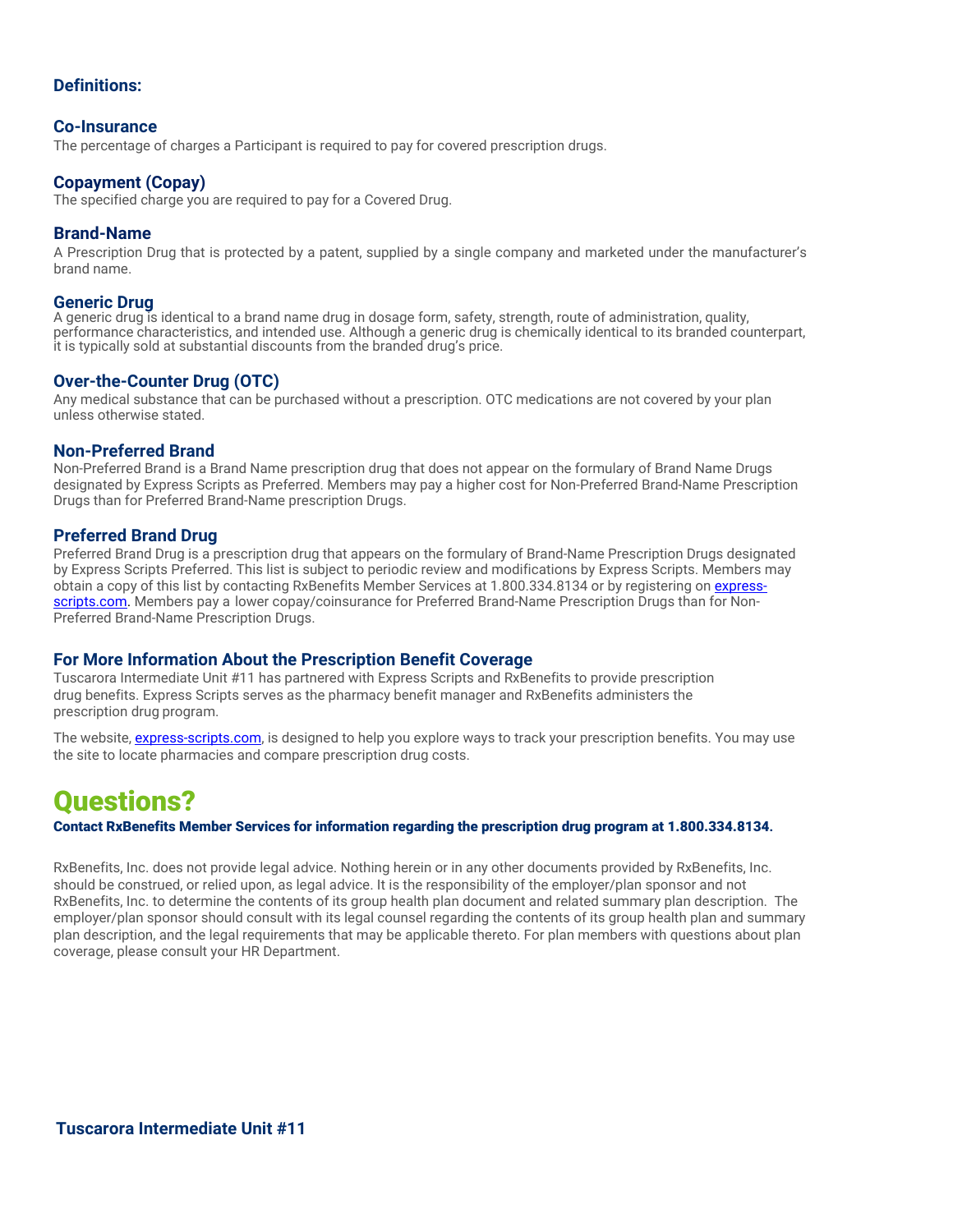## Definitions:

### Co-Insurance
The percentage of charges a Participant is required to pay for covered prescription drugs.

### Copayment (Copay)
The specified charge you are required to pay for a Covered Drug.

### Brand-Name
A Prescription Drug that is protected by a patent, supplied by a single company and marketed under the manufacturer's brand name.

### Generic Drug
A generic drug is identical to a brand name drug in dosage form, safety, strength, route of administration, quality, performance characteristics, and intended use. Although a generic drug is chemically identical to its branded counterpart, it is typically sold at substantial discounts from the branded drug's price.

### Over-the-Counter Drug (OTC)
Any medical substance that can be purchased without a prescription. OTC medications are not covered by your plan unless otherwise stated.

### Non-Preferred Brand
Non-Preferred Brand is a Brand Name prescription drug that does not appear on the formulary of Brand Name Drugs designated by Express Scripts as Preferred. Members may pay a higher cost for Non-Preferred Brand-Name Prescription Drugs than for Preferred Brand-Name prescription Drugs.

### Preferred Brand Drug
Preferred Brand Drug is a prescription drug that appears on the formulary of Brand-Name Prescription Drugs designated by Express Scripts Preferred. This list is subject to periodic review and modifications by Express Scripts. Members may obtain a copy of this list by contacting RxBenefits Member Services at 1.800.334.8134 or by registering on express-scripts.com. Members pay a lower copay/coinsurance for Preferred Brand-Name Prescription Drugs than for Non-Preferred Brand-Name Prescription Drugs.

### For More Information About the Prescription Benefit Coverage
Tuscarora Intermediate Unit #11 has partnered with Express Scripts and RxBenefits to provide prescription drug benefits. Express Scripts serves as the pharmacy benefit manager and RxBenefits administers the prescription drug program.

The website, express-scripts.com, is designed to help you explore ways to track your prescription benefits. You may use the site to locate pharmacies and compare prescription drug costs.

# Questions?

**Contact RxBenefits Member Services for information regarding the prescription drug program at 1.800.334.8134.**

RxBenefits, Inc. does not provide legal advice. Nothing herein or in any other documents provided by RxBenefits, Inc. should be construed, or relied upon, as legal advice. It is the responsibility of the employer/plan sponsor and not RxBenefits, Inc. to determine the contents of its group health plan document and related summary plan description. The employer/plan sponsor should consult with its legal counsel regarding the contents of its group health plan and summary plan description, and the legal requirements that may be applicable thereto. For plan members with questions about plan coverage, please consult your HR Department.